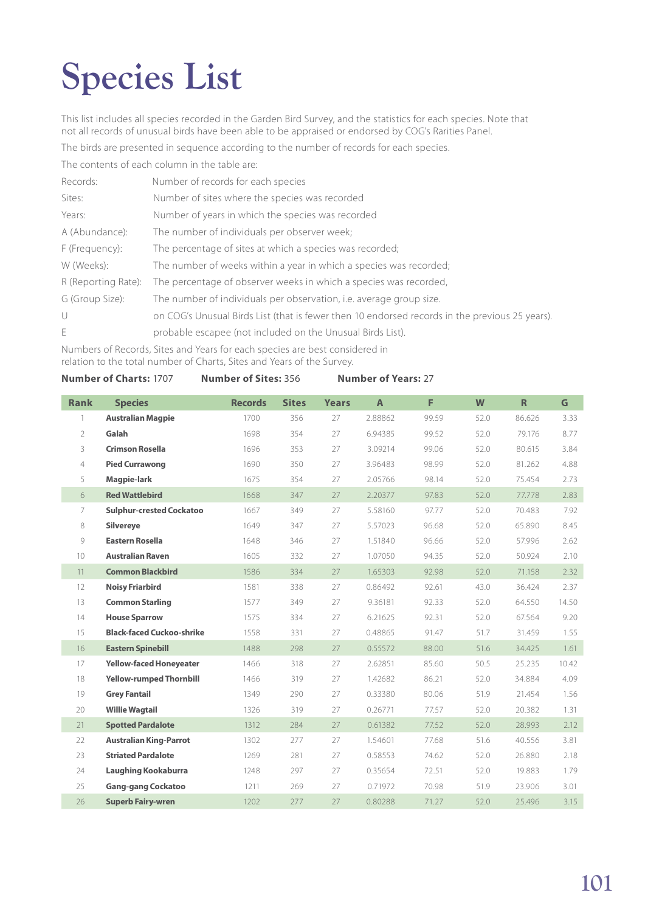# Species List

This list includes all species recorded in the Garden Bird Survey, and the statistics for each species. Note that not all records of unusual birds have been able to be appraised or endorsed by COG's Rarities Panel.

The birds are presented in sequence according to the number of records for each species.

The contents of each column in the table are:

| | |
|---|---|
| Records: | Number of records for each species |
| Sites: | Number of sites where the species was recorded |
| Years: | Number of years in which the species was recorded |
| A (Abundance): | The number of individuals per observer week; |
| F (Frequency): | The percentage of sites at which a species was recorded; |
| W (Weeks): | The number of weeks within a year in which a species was recorded; |
| R (Reporting Rate): | The percentage of observer weeks in which a species was recorded, |
| G (Group Size): | The number of individuals per observation, i.e. average group size. |
| U | on COG's Unusual Birds List (that is fewer then 10 endorsed records in the previous 25 years). |
| E | probable escapee (not included on the Unusual Birds List). |

Numbers of Records, Sites and Years for each species are best considered in relation to the total number of Charts, Sites and Years of the Survey.

**Number of Charts:** 1707 **Number of Sites:** 356 **Number of Years:** 27

| Rank | Species | Records | Sites | Years | A | F | W | R | G |
|---|---|---|---|---|---|---|---|---|---|
| 1 | **Australian Magpie** | 1700 | 356 | 27 | 2.88862 | 99.59 | 52.0 | 86.626 | 3.33 |
| 2 | **Galah** | 1698 | 354 | 27 | 6.94385 | 99.52 | 52.0 | 79.176 | 8.77 |
| 3 | **Crimson Rosella** | 1696 | 353 | 27 | 3.09214 | 99.06 | 52.0 | 80.615 | 3.84 |
| 4 | **Pied Currawong** | 1690 | 350 | 27 | 3.96483 | 98.99 | 52.0 | 81.262 | 4.88 |
| 5 | **Magpie-lark** | 1675 | 354 | 27 | 2.05766 | 98.14 | 52.0 | 75.454 | 2.73 |
| 6 | **Red Wattlebird** | 1668 | 347 | 27 | 2.20377 | 97.83 | 52.0 | 77.778 | 2.83 |
| 7 | **Sulphur-crested Cockatoo** | 1667 | 349 | 27 | 5.58160 | 97.77 | 52.0 | 70.483 | 7.92 |
| 8 | **Silvereye** | 1649 | 347 | 27 | 5.57023 | 96.68 | 52.0 | 65.890 | 8.45 |
| 9 | **Eastern Rosella** | 1648 | 346 | 27 | 1.51840 | 96.66 | 52.0 | 57.996 | 2.62 |
| 10 | **Australian Raven** | 1605 | 332 | 27 | 1.07050 | 94.35 | 52.0 | 50.924 | 2.10 |
| 11 | **Common Blackbird** | 1586 | 334 | 27 | 1.65303 | 92.98 | 52.0 | 71.158 | 2.32 |
| 12 | **Noisy Friarbird** | 1581 | 338 | 27 | 0.86492 | 92.61 | 43.0 | 36.424 | 2.37 |
| 13 | **Common Starling** | 1577 | 349 | 27 | 9.36181 | 92.33 | 52.0 | 64.550 | 14.50 |
| 14 | **House Sparrow** | 1575 | 334 | 27 | 6.21625 | 92.31 | 52.0 | 67.564 | 9.20 |
| 15 | **Black-faced Cuckoo-shrike** | 1558 | 331 | 27 | 0.48865 | 91.47 | 51.7 | 31.459 | 1.55 |
| 16 | **Eastern Spinebill** | 1488 | 298 | 27 | 0.55572 | 88.00 | 51.6 | 34.425 | 1.61 |
| 17 | **Yellow-faced Honeyeater** | 1466 | 318 | 27 | 2.62851 | 85.60 | 50.5 | 25.235 | 10.42 |
| 18 | **Yellow-rumped Thornbill** | 1466 | 319 | 27 | 1.42682 | 86.21 | 52.0 | 34.884 | 4.09 |
| 19 | **Grey Fantail** | 1349 | 290 | 27 | 0.33380 | 80.06 | 51.9 | 21.454 | 1.56 |
| 20 | **Willie Wagtail** | 1326 | 319 | 27 | 0.26771 | 77.57 | 52.0 | 20.382 | 1.31 |
| 21 | **Spotted Pardalote** | 1312 | 284 | 27 | 0.61382 | 77.52 | 52.0 | 28.993 | 2.12 |
| 22 | **Australian King-Parrot** | 1302 | 277 | 27 | 1.54601 | 77.68 | 51.6 | 40.556 | 3.81 |
| 23 | **Striated Pardalote** | 1269 | 281 | 27 | 0.58553 | 74.62 | 52.0 | 26.880 | 2.18 |
| 24 | **Laughing Kookaburra** | 1248 | 297 | 27 | 0.35654 | 72.51 | 52.0 | 19.883 | 1.79 |
| 25 | **Gang-gang Cockatoo** | 1211 | 269 | 27 | 0.71972 | 70.98 | 51.9 | 23.906 | 3.01 |
| 26 | **Superb Fairy-wren** | 1202 | 277 | 27 | 0.80288 | 71.27 | 52.0 | 25.496 | 3.15 |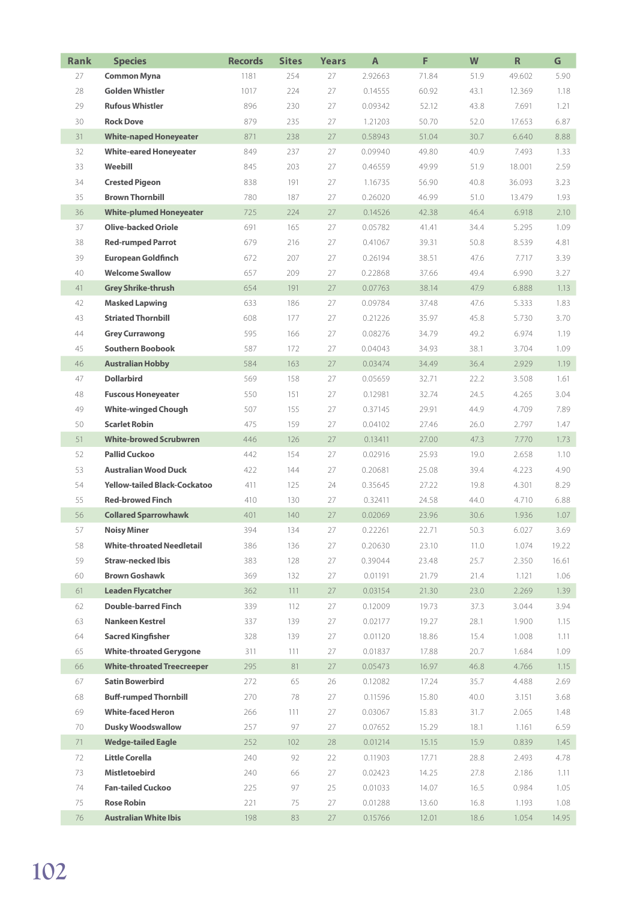| Rank | Species | Records | Sites | Years | A | F | W | R | G |
|---|---|---|---|---|---|---|---|---|---|
| 27 | **Common Myna** | 1181 | 254 | 27 | 2.92663 | 71.84 | 51.9 | 49.602 | 5.90 |
| 28 | **Golden Whistler** | 1017 | 224 | 27 | 0.14555 | 60.92 | 43.1 | 12.369 | 1.18 |
| 29 | **Rufous Whistler** | 896 | 230 | 27 | 0.09342 | 52.12 | 43.8 | 7.691 | 1.21 |
| 30 | **Rock Dove** | 879 | 235 | 27 | 1.21203 | 50.70 | 52.0 | 17.653 | 6.87 |
| 31 | **White-naped Honeyeater** | 871 | 238 | 27 | 0.58943 | 51.04 | 30.7 | 6.640 | 8.88 |
| 32 | **White-eared Honeyeater** | 849 | 237 | 27 | 0.09940 | 49.80 | 40.9 | 7.493 | 1.33 |
| 33 | **Weebill** | 845 | 203 | 27 | 0.46559 | 49.99 | 51.9 | 18.001 | 2.59 |
| 34 | **Crested Pigeon** | 838 | 191 | 27 | 1.16735 | 56.90 | 40.8 | 36.093 | 3.23 |
| 35 | **Brown Thornbill** | 780 | 187 | 27 | 0.26020 | 46.99 | 51.0 | 13.479 | 1.93 |
| 36 | **White-plumed Honeyeater** | 725 | 224 | 27 | 0.14526 | 42.38 | 46.4 | 6.918 | 2.10 |
| 37 | **Olive-backed Oriole** | 691 | 165 | 27 | 0.05782 | 41.41 | 34.4 | 5.295 | 1.09 |
| 38 | **Red-rumped Parrot** | 679 | 216 | 27 | 0.41067 | 39.31 | 50.8 | 8.539 | 4.81 |
| 39 | **European Goldfinch** | 672 | 207 | 27 | 0.26194 | 38.51 | 47.6 | 7.717 | 3.39 |
| 40 | **Welcome Swallow** | 657 | 209 | 27 | 0.22868 | 37.66 | 49.4 | 6.990 | 3.27 |
| 41 | **Grey Shrike-thrush** | 654 | 191 | 27 | 0.07763 | 38.14 | 47.9 | 6.888 | 1.13 |
| 42 | **Masked Lapwing** | 633 | 186 | 27 | 0.09784 | 37.48 | 47.6 | 5.333 | 1.83 |
| 43 | **Striated Thornbill** | 608 | 177 | 27 | 0.21226 | 35.97 | 45.8 | 5.730 | 3.70 |
| 44 | **Grey Currawong** | 595 | 166 | 27 | 0.08276 | 34.79 | 49.2 | 6.974 | 1.19 |
| 45 | **Southern Boobook** | 587 | 172 | 27 | 0.04043 | 34.93 | 38.1 | 3.704 | 1.09 |
| 46 | **Australian Hobby** | 584 | 163 | 27 | 0.03474 | 34.49 | 36.4 | 2.929 | 1.19 |
| 47 | **Dollarbird** | 569 | 158 | 27 | 0.05659 | 32.71 | 22.2 | 3.508 | 1.61 |
| 48 | **Fuscous Honeyeater** | 550 | 151 | 27 | 0.12981 | 32.74 | 24.5 | 4.265 | 3.04 |
| 49 | **White-winged Chough** | 507 | 155 | 27 | 0.37145 | 29.91 | 44.9 | 4.709 | 7.89 |
| 50 | **Scarlet Robin** | 475 | 159 | 27 | 0.04102 | 27.46 | 26.0 | 2.797 | 1.47 |
| 51 | **White-browed Scrubwren** | 446 | 126 | 27 | 0.13411 | 27.00 | 47.3 | 7.770 | 1.73 |
| 52 | **Pallid Cuckoo** | 442 | 154 | 27 | 0.02916 | 25.93 | 19.0 | 2.658 | 1.10 |
| 53 | **Australian Wood Duck** | 422 | 144 | 27 | 0.20681 | 25.08 | 39.4 | 4.223 | 4.90 |
| 54 | **Yellow-tailed Black-Cockatoo** | 411 | 125 | 24 | 0.35645 | 27.22 | 19.8 | 4.301 | 8.29 |
| 55 | **Red-browed Finch** | 410 | 130 | 27 | 0.32411 | 24.58 | 44.0 | 4.710 | 6.88 |
| 56 | **Collared Sparrowhawk** | 401 | 140 | 27 | 0.02069 | 23.96 | 30.6 | 1.936 | 1.07 |
| 57 | **Noisy Miner** | 394 | 134 | 27 | 0.22261 | 22.71 | 50.3 | 6.027 | 3.69 |
| 58 | **White-throated Needletail** | 386 | 136 | 27 | 0.20630 | 23.10 | 11.0 | 1.074 | 19.22 |
| 59 | **Straw-necked Ibis** | 383 | 128 | 27 | 0.39044 | 23.48 | 25.7 | 2.350 | 16.61 |
| 60 | **Brown Goshawk** | 369 | 132 | 27 | 0.01191 | 21.79 | 21.4 | 1.121 | 1.06 |
| 61 | **Leaden Flycatcher** | 362 | 111 | 27 | 0.03154 | 21.30 | 23.0 | 2.269 | 1.39 |
| 62 | **Double-barred Finch** | 339 | 112 | 27 | 0.12009 | 19.73 | 37.3 | 3.044 | 3.94 |
| 63 | **Nankeen Kestrel** | 337 | 139 | 27 | 0.02177 | 19.27 | 28.1 | 1.900 | 1.15 |
| 64 | **Sacred Kingfisher** | 328 | 139 | 27 | 0.01120 | 18.86 | 15.4 | 1.008 | 1.11 |
| 65 | **White-throated Gerygone** | 311 | 111 | 27 | 0.01837 | 17.88 | 20.7 | 1.684 | 1.09 |
| 66 | **White-throated Treecreeper** | 295 | 81 | 27 | 0.05473 | 16.97 | 46.8 | 4.766 | 1.15 |
| 67 | **Satin Bowerbird** | 272 | 65 | 26 | 0.12082 | 17.24 | 35.7 | 4.488 | 2.69 |
| 68 | **Buff-rumped Thornbill** | 270 | 78 | 27 | 0.11596 | 15.80 | 40.0 | 3.151 | 3.68 |
| 69 | **White-faced Heron** | 266 | 111 | 27 | 0.03067 | 15.83 | 31.7 | 2.065 | 1.48 |
| 70 | **Dusky Woodswallow** | 257 | 97 | 27 | 0.07652 | 15.29 | 18.1 | 1.161 | 6.59 |
| 71 | **Wedge-tailed Eagle** | 252 | 102 | 28 | 0.01214 | 15.15 | 15.9 | 0.839 | 1.45 |
| 72 | **Little Corella** | 240 | 92 | 22 | 0.11903 | 17.71 | 28.8 | 2.493 | 4.78 |
| 73 | **Mistletoebird** | 240 | 66 | 27 | 0.02423 | 14.25 | 27.8 | 2.186 | 1.11 |
| 74 | **Fan-tailed Cuckoo** | 225 | 97 | 25 | 0.01033 | 14.07 | 16.5 | 0.984 | 1.05 |
| 75 | **Rose Robin** | 221 | 75 | 27 | 0.01288 | 13.60 | 16.8 | 1.193 | 1.08 |
| 76 | **Australian White Ibis** | 198 | 83 | 27 | 0.15766 | 12.01 | 18.6 | 1.054 | 14.95 |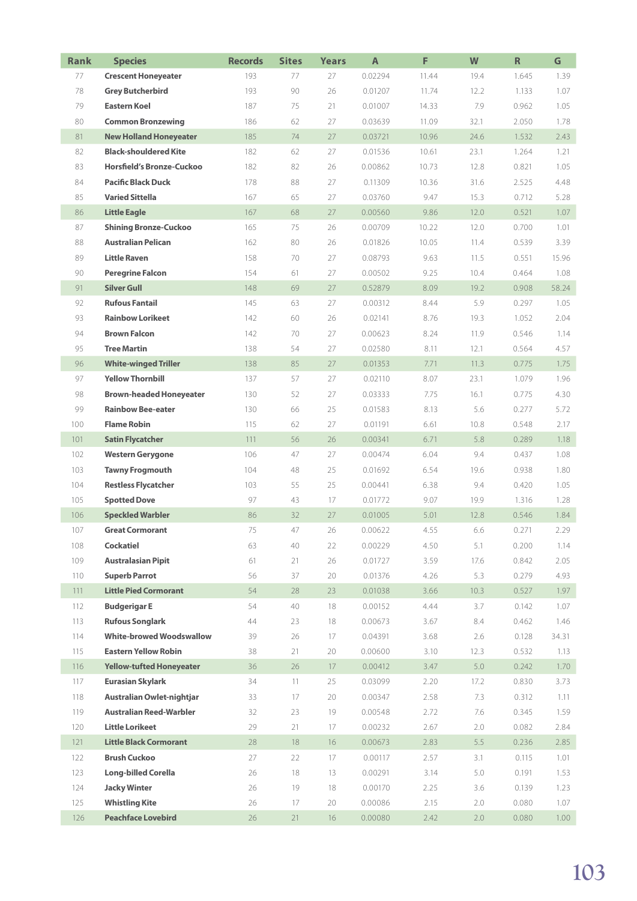| Rank | Species | Records | Sites | Years | A | F | W | R | G |
|---|---|---|---|---|---|---|---|---|---|
| 77 | **Crescent Honeyeater** | 193 | 77 | 27 | 0.02294 | 11.44 | 19.4 | 1.645 | 1.39 |
| 78 | **Grey Butcherbird** | 193 | 90 | 26 | 0.01207 | 11.74 | 12.2 | 1.133 | 1.07 |
| 79 | **Eastern Koel** | 187 | 75 | 21 | 0.01007 | 14.33 | 7.9 | 0.962 | 1.05 |
| 80 | **Common Bronzewing** | 186 | 62 | 27 | 0.03639 | 11.09 | 32.1 | 2.050 | 1.78 |
| 81 | **New Holland Honeyeater** | 185 | 74 | 27 | 0.03721 | 10.96 | 24.6 | 1.532 | 2.43 |
| 82 | **Black-shouldered Kite** | 182 | 62 | 27 | 0.01536 | 10.61 | 23.1 | 1.264 | 1.21 |
| 83 | **Horsfield's Bronze-Cuckoo** | 182 | 82 | 26 | 0.00862 | 10.73 | 12.8 | 0.821 | 1.05 |
| 84 | **Pacific Black Duck** | 178 | 88 | 27 | 0.11309 | 10.36 | 31.6 | 2.525 | 4.48 |
| 85 | **Varied Sittella** | 167 | 65 | 27 | 0.03760 | 9.47 | 15.3 | 0.712 | 5.28 |
| 86 | **Little Eagle** | 167 | 68 | 27 | 0.00560 | 9.86 | 12.0 | 0.521 | 1.07 |
| 87 | **Shining Bronze-Cuckoo** | 165 | 75 | 26 | 0.00709 | 10.22 | 12.0 | 0.700 | 1.01 |
| 88 | **Australian Pelican** | 162 | 80 | 26 | 0.01826 | 10.05 | 11.4 | 0.539 | 3.39 |
| 89 | **Little Raven** | 158 | 70 | 27 | 0.08793 | 9.63 | 11.5 | 0.551 | 15.96 |
| 90 | **Peregrine Falcon** | 154 | 61 | 27 | 0.00502 | 9.25 | 10.4 | 0.464 | 1.08 |
| 91 | **Silver Gull** | 148 | 69 | 27 | 0.52879 | 8.09 | 19.2 | 0.908 | 58.24 |
| 92 | **Rufous Fantail** | 145 | 63 | 27 | 0.00312 | 8.44 | 5.9 | 0.297 | 1.05 |
| 93 | **Rainbow Lorikeet** | 142 | 60 | 26 | 0.02141 | 8.76 | 19.3 | 1.052 | 2.04 |
| 94 | **Brown Falcon** | 142 | 70 | 27 | 0.00623 | 8.24 | 11.9 | 0.546 | 1.14 |
| 95 | **Tree Martin** | 138 | 54 | 27 | 0.02580 | 8.11 | 12.1 | 0.564 | 4.57 |
| 96 | **White-winged Triller** | 138 | 85 | 27 | 0.01353 | 7.71 | 11.3 | 0.775 | 1.75 |
| 97 | **Yellow Thornbill** | 137 | 57 | 27 | 0.02110 | 8.07 | 23.1 | 1.079 | 1.96 |
| 98 | **Brown-headed Honeyeater** | 130 | 52 | 27 | 0.03333 | 7.75 | 16.1 | 0.775 | 4.30 |
| 99 | **Rainbow Bee-eater** | 130 | 66 | 25 | 0.01583 | 8.13 | 5.6 | 0.277 | 5.72 |
| 100 | **Flame Robin** | 115 | 62 | 27 | 0.01191 | 6.61 | 10.8 | 0.548 | 2.17 |
| 101 | **Satin Flycatcher** | 111 | 56 | 26 | 0.00341 | 6.71 | 5.8 | 0.289 | 1.18 |
| 102 | **Western Gerygone** | 106 | 47 | 27 | 0.00474 | 6.04 | 9.4 | 0.437 | 1.08 |
| 103 | **Tawny Frogmouth** | 104 | 48 | 25 | 0.01692 | 6.54 | 19.6 | 0.938 | 1.80 |
| 104 | **Restless Flycatcher** | 103 | 55 | 25 | 0.00441 | 6.38 | 9.4 | 0.420 | 1.05 |
| 105 | **Spotted Dove** | 97 | 43 | 17 | 0.01772 | 9.07 | 19.9 | 1.316 | 1.28 |
| 106 | **Speckled Warbler** | 86 | 32 | 27 | 0.01005 | 5.01 | 12.8 | 0.546 | 1.84 |
| 107 | **Great Cormorant** | 75 | 47 | 26 | 0.00622 | 4.55 | 6.6 | 0.271 | 2.29 |
| 108 | **Cockatiel** | 63 | 40 | 22 | 0.00229 | 4.50 | 5.1 | 0.200 | 1.14 |
| 109 | **Australasian Pipit** | 61 | 21 | 26 | 0.01727 | 3.59 | 17.6 | 0.842 | 2.05 |
| 110 | **Superb Parrot** | 56 | 37 | 20 | 0.01376 | 4.26 | 5.3 | 0.279 | 4.93 |
| 111 | **Little Pied Cormorant** | 54 | 28 | 23 | 0.01038 | 3.66 | 10.3 | 0.527 | 1.97 |
| 112 | **Budgerigar E** | 54 | 40 | 18 | 0.00152 | 4.44 | 3.7 | 0.142 | 1.07 |
| 113 | **Rufous Songlark** | 44 | 23 | 18 | 0.00673 | 3.67 | 8.4 | 0.462 | 1.46 |
| 114 | **White-browed Woodswallow** | 39 | 26 | 17 | 0.04391 | 3.68 | 2.6 | 0.128 | 34.31 |
| 115 | **Eastern Yellow Robin** | 38 | 21 | 20 | 0.00600 | 3.10 | 12.3 | 0.532 | 1.13 |
| 116 | **Yellow-tufted Honeyeater** | 36 | 26 | 17 | 0.00412 | 3.47 | 5.0 | 0.242 | 1.70 |
| 117 | **Eurasian Skylark** | 34 | 11 | 25 | 0.03099 | 2.20 | 17.2 | 0.830 | 3.73 |
| 118 | **Australian Owlet-nightjar** | 33 | 17 | 20 | 0.00347 | 2.58 | 7.3 | 0.312 | 1.11 |
| 119 | **Australian Reed-Warbler** | 32 | 23 | 19 | 0.00548 | 2.72 | 7.6 | 0.345 | 1.59 |
| 120 | **Little Lorikeet** | 29 | 21 | 17 | 0.00232 | 2.67 | 2.0 | 0.082 | 2.84 |
| 121 | **Little Black Cormorant** | 28 | 18 | 16 | 0.00673 | 2.83 | 5.5 | 0.236 | 2.85 |
| 122 | **Brush Cuckoo** | 27 | 22 | 17 | 0.00117 | 2.57 | 3.1 | 0.115 | 1.01 |
| 123 | **Long-billed Corella** | 26 | 18 | 13 | 0.00291 | 3.14 | 5.0 | 0.191 | 1.53 |
| 124 | **Jacky Winter** | 26 | 19 | 18 | 0.00170 | 2.25 | 3.6 | 0.139 | 1.23 |
| 125 | **Whistling Kite** | 26 | 17 | 20 | 0.00086 | 2.15 | 2.0 | 0.080 | 1.07 |
| 126 | **Peachface Lovebird** | 26 | 21 | 16 | 0.00080 | 2.42 | 2.0 | 0.080 | 1.00 |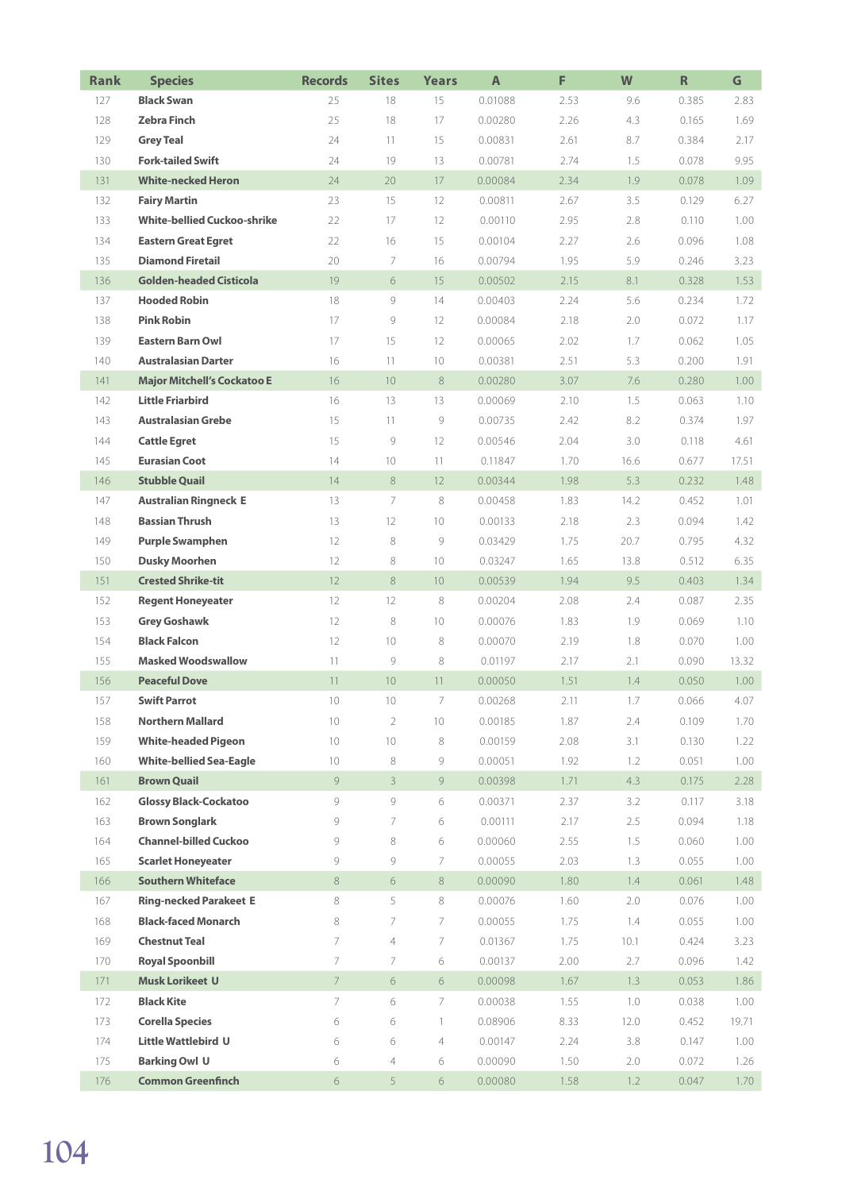| Rank | Species | Records | Sites | Years | A | F | W | R | G |
|---|---|---|---|---|---|---|---|---|---|
| 127 | **Black Swan** | 25 | 18 | 15 | 0.01088 | 2.53 | 9.6 | 0.385 | 2.83 |
| 128 | **Zebra Finch** | 25 | 18 | 17 | 0.00280 | 2.26 | 4.3 | 0.165 | 1.69 |
| 129 | **Grey Teal** | 24 | 11 | 15 | 0.00831 | 2.61 | 8.7 | 0.384 | 2.17 |
| 130 | **Fork-tailed Swift** | 24 | 19 | 13 | 0.00781 | 2.74 | 1.5 | 0.078 | 9.95 |
| 131 | **White-necked Heron** | 24 | 20 | 17 | 0.00084 | 2.34 | 1.9 | 0.078 | 1.09 |
| 132 | **Fairy Martin** | 23 | 15 | 12 | 0.00811 | 2.67 | 3.5 | 0.129 | 6.27 |
| 133 | **White-bellied Cuckoo-shrike** | 22 | 17 | 12 | 0.00110 | 2.95 | 2.8 | 0.110 | 1.00 |
| 134 | **Eastern Great Egret** | 22 | 16 | 15 | 0.00104 | 2.27 | 2.6 | 0.096 | 1.08 |
| 135 | **Diamond Firetail** | 20 | 7 | 16 | 0.00794 | 1.95 | 5.9 | 0.246 | 3.23 |
| 136 | **Golden-headed Cisticola** | 19 | 6 | 15 | 0.00502 | 2.15 | 8.1 | 0.328 | 1.53 |
| 137 | **Hooded Robin** | 18 | 9 | 14 | 0.00403 | 2.24 | 5.6 | 0.234 | 1.72 |
| 138 | **Pink Robin** | 17 | 9 | 12 | 0.00084 | 2.18 | 2.0 | 0.072 | 1.17 |
| 139 | **Eastern Barn Owl** | 17 | 15 | 12 | 0.00065 | 2.02 | 1.7 | 0.062 | 1.05 |
| 140 | **Australasian Darter** | 16 | 11 | 10 | 0.00381 | 2.51 | 5.3 | 0.200 | 1.91 |
| 141 | **Major Mitchell's Cockatoo E** | 16 | 10 | 8 | 0.00280 | 3.07 | 7.6 | 0.280 | 1.00 |
| 142 | **Little Friarbird** | 16 | 13 | 13 | 0.00069 | 2.10 | 1.5 | 0.063 | 1.10 |
| 143 | **Australasian Grebe** | 15 | 11 | 9 | 0.00735 | 2.42 | 8.2 | 0.374 | 1.97 |
| 144 | **Cattle Egret** | 15 | 9 | 12 | 0.00546 | 2.04 | 3.0 | 0.118 | 4.61 |
| 145 | **Eurasian Coot** | 14 | 10 | 11 | 0.11847 | 1.70 | 16.6 | 0.677 | 17.51 |
| 146 | **Stubble Quail** | 14 | 8 | 12 | 0.00344 | 1.98 | 5.3 | 0.232 | 1.48 |
| 147 | **Australian Ringneck E** | 13 | 7 | 8 | 0.00458 | 1.83 | 14.2 | 0.452 | 1.01 |
| 148 | **Bassian Thrush** | 13 | 12 | 10 | 0.00133 | 2.18 | 2.3 | 0.094 | 1.42 |
| 149 | **Purple Swamphen** | 12 | 8 | 9 | 0.03429 | 1.75 | 20.7 | 0.795 | 4.32 |
| 150 | **Dusky Moorhen** | 12 | 8 | 10 | 0.03247 | 1.65 | 13.8 | 0.512 | 6.35 |
| 151 | **Crested Shrike-tit** | 12 | 8 | 10 | 0.00539 | 1.94 | 9.5 | 0.403 | 1.34 |
| 152 | **Regent Honeyeater** | 12 | 12 | 8 | 0.00204 | 2.08 | 2.4 | 0.087 | 2.35 |
| 153 | **Grey Goshawk** | 12 | 8 | 10 | 0.00076 | 1.83 | 1.9 | 0.069 | 1.10 |
| 154 | **Black Falcon** | 12 | 10 | 8 | 0.00070 | 2.19 | 1.8 | 0.070 | 1.00 |
| 155 | **Masked Woodswallow** | 11 | 9 | 8 | 0.01197 | 2.17 | 2.1 | 0.090 | 13.32 |
| 156 | **Peaceful Dove** | 11 | 10 | 11 | 0.00050 | 1.51 | 1.4 | 0.050 | 1.00 |
| 157 | **Swift Parrot** | 10 | 10 | 7 | 0.00268 | 2.11 | 1.7 | 0.066 | 4.07 |
| 158 | **Northern Mallard** | 10 | 2 | 10 | 0.00185 | 1.87 | 2.4 | 0.109 | 1.70 |
| 159 | **White-headed Pigeon** | 10 | 10 | 8 | 0.00159 | 2.08 | 3.1 | 0.130 | 1.22 |
| 160 | **White-bellied Sea-Eagle** | 10 | 8 | 9 | 0.00051 | 1.92 | 1.2 | 0.051 | 1.00 |
| 161 | **Brown Quail** | 9 | 3 | 9 | 0.00398 | 1.71 | 4.3 | 0.175 | 2.28 |
| 162 | **Glossy Black-Cockatoo** | 9 | 9 | 6 | 0.00371 | 2.37 | 3.2 | 0.117 | 3.18 |
| 163 | **Brown Songlark** | 9 | 7 | 6 | 0.00111 | 2.17 | 2.5 | 0.094 | 1.18 |
| 164 | **Channel-billed Cuckoo** | 9 | 8 | 6 | 0.00060 | 2.55 | 1.5 | 0.060 | 1.00 |
| 165 | **Scarlet Honeyeater** | 9 | 9 | 7 | 0.00055 | 2.03 | 1.3 | 0.055 | 1.00 |
| 166 | **Southern Whiteface** | 8 | 6 | 8 | 0.00090 | 1.80 | 1.4 | 0.061 | 1.48 |
| 167 | **Ring-necked Parakeet E** | 8 | 5 | 8 | 0.00076 | 1.60 | 2.0 | 0.076 | 1.00 |
| 168 | **Black-faced Monarch** | 8 | 7 | 7 | 0.00055 | 1.75 | 1.4 | 0.055 | 1.00 |
| 169 | **Chestnut Teal** | 7 | 4 | 7 | 0.01367 | 1.75 | 10.1 | 0.424 | 3.23 |
| 170 | **Royal Spoonbill** | 7 | 7 | 6 | 0.00137 | 2.00 | 2.7 | 0.096 | 1.42 |
| 171 | **Musk Lorikeet U** | 7 | 6 | 6 | 0.00098 | 1.67 | 1.3 | 0.053 | 1.86 |
| 172 | **Black Kite** | 7 | 6 | 7 | 0.00038 | 1.55 | 1.0 | 0.038 | 1.00 |
| 173 | **Corella Species** | 6 | 6 | 1 | 0.08906 | 8.33 | 12.0 | 0.452 | 19.71 |
| 174 | **Little Wattlebird U** | 6 | 6 | 4 | 0.00147 | 2.24 | 3.8 | 0.147 | 1.00 |
| 175 | **Barking Owl U** | 6 | 4 | 6 | 0.00090 | 1.50 | 2.0 | 0.072 | 1.26 |
| 176 | **Common Greenfinch** | 6 | 5 | 6 | 0.00080 | 1.58 | 1.2 | 0.047 | 1.70 |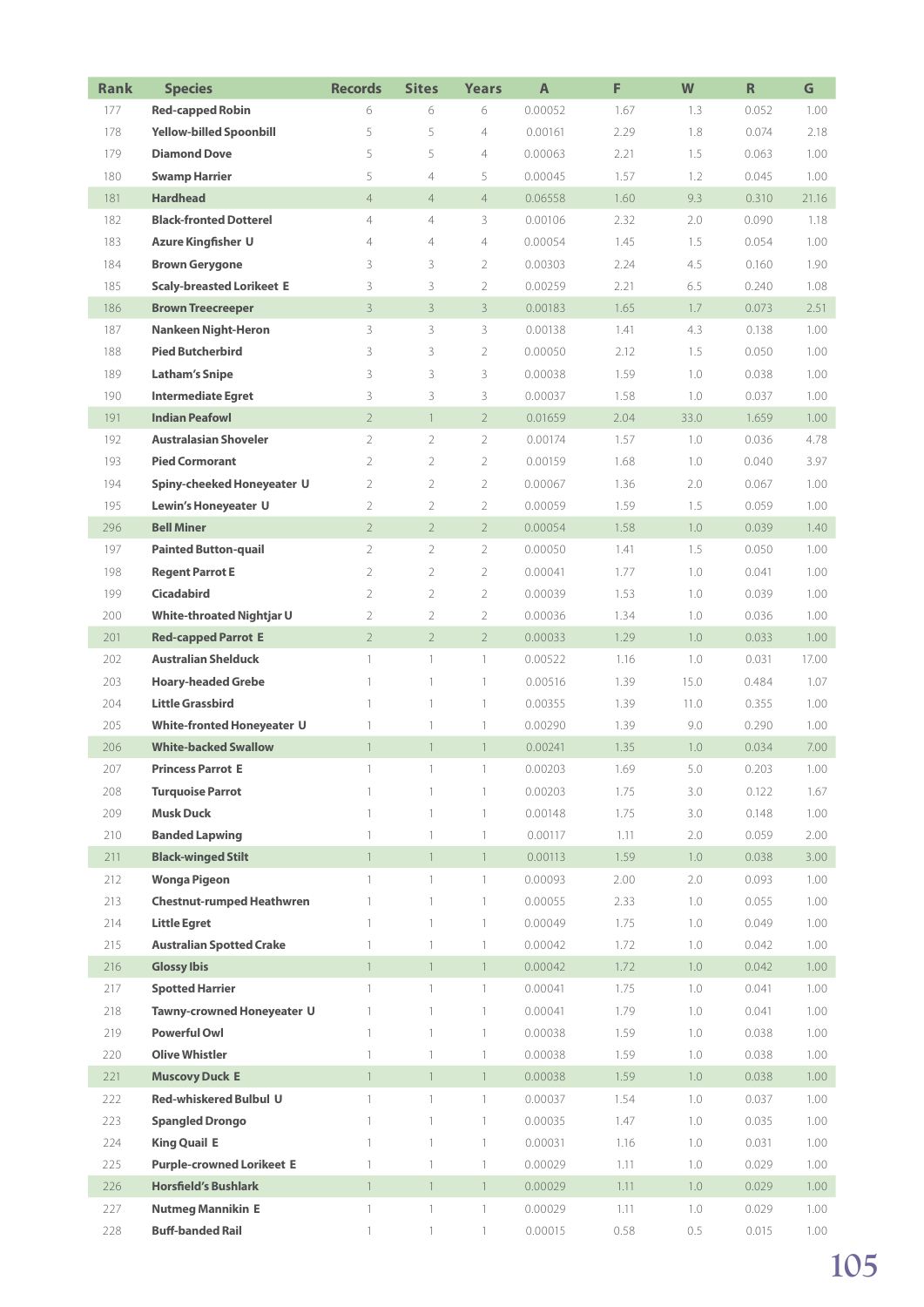| Rank | Species | Records | Sites | Years | A | F | W | R | G |
|---|---|---|---|---|---|---|---|---|---|
| 177 | **Red-capped Robin** | 6 | 6 | 6 | 0.00052 | 1.67 | 1.3 | 0.052 | 1.00 |
| 178 | **Yellow-billed Spoonbill** | 5 | 5 | 4 | 0.00161 | 2.29 | 1.8 | 0.074 | 2.18 |
| 179 | **Diamond Dove** | 5 | 5 | 4 | 0.00063 | 2.21 | 1.5 | 0.063 | 1.00 |
| 180 | **Swamp Harrier** | 5 | 4 | 5 | 0.00045 | 1.57 | 1.2 | 0.045 | 1.00 |
| 181 | **Hardhead** | 4 | 4 | 4 | 0.06558 | 1.60 | 9.3 | 0.310 | 21.16 |
| 182 | **Black-fronted Dotterel** | 4 | 4 | 3 | 0.00106 | 2.32 | 2.0 | 0.090 | 1.18 |
| 183 | **Azure Kingfisher U** | 4 | 4 | 4 | 0.00054 | 1.45 | 1.5 | 0.054 | 1.00 |
| 184 | **Brown Gerygone** | 3 | 3 | 2 | 0.00303 | 2.24 | 4.5 | 0.160 | 1.90 |
| 185 | **Scaly-breasted Lorikeet E** | 3 | 3 | 2 | 0.00259 | 2.21 | 6.5 | 0.240 | 1.08 |
| 186 | **Brown Treecreeper** | 3 | 3 | 3 | 0.00183 | 1.65 | 1.7 | 0.073 | 2.51 |
| 187 | **Nankeen Night-Heron** | 3 | 3 | 3 | 0.00138 | 1.41 | 4.3 | 0.138 | 1.00 |
| 188 | **Pied Butcherbird** | 3 | 3 | 2 | 0.00050 | 2.12 | 1.5 | 0.050 | 1.00 |
| 189 | **Latham's Snipe** | 3 | 3 | 3 | 0.00038 | 1.59 | 1.0 | 0.038 | 1.00 |
| 190 | **Intermediate Egret** | 3 | 3 | 3 | 0.00037 | 1.58 | 1.0 | 0.037 | 1.00 |
| 191 | **Indian Peafowl** | 2 | 1 | 2 | 0.01659 | 2.04 | 33.0 | 1.659 | 1.00 |
| 192 | **Australasian Shoveler** | 2 | 2 | 2 | 0.00174 | 1.57 | 1.0 | 0.036 | 4.78 |
| 193 | **Pied Cormorant** | 2 | 2 | 2 | 0.00159 | 1.68 | 1.0 | 0.040 | 3.97 |
| 194 | **Spiny-cheeked Honeyeater U** | 2 | 2 | 2 | 0.00067 | 1.36 | 2.0 | 0.067 | 1.00 |
| 195 | **Lewin's Honeyeater U** | 2 | 2 | 2 | 0.00059 | 1.59 | 1.5 | 0.059 | 1.00 |
| 296 | **Bell Miner** | 2 | 2 | 2 | 0.00054 | 1.58 | 1.0 | 0.039 | 1.40 |
| 197 | **Painted Button-quail** | 2 | 2 | 2 | 0.00050 | 1.41 | 1.5 | 0.050 | 1.00 |
| 198 | **Regent Parrot E** | 2 | 2 | 2 | 0.00041 | 1.77 | 1.0 | 0.041 | 1.00 |
| 199 | **Cicadabird** | 2 | 2 | 2 | 0.00039 | 1.53 | 1.0 | 0.039 | 1.00 |
| 200 | **White-throated Nightjar U** | 2 | 2 | 2 | 0.00036 | 1.34 | 1.0 | 0.036 | 1.00 |
| 201 | **Red-capped Parrot E** | 2 | 2 | 2 | 0.00033 | 1.29 | 1.0 | 0.033 | 1.00 |
| 202 | **Australian Shelduck** | 1 | 1 | 1 | 0.00522 | 1.16 | 1.0 | 0.031 | 17.00 |
| 203 | **Hoary-headed Grebe** | 1 | 1 | 1 | 0.00516 | 1.39 | 15.0 | 0.484 | 1.07 |
| 204 | **Little Grassbird** | 1 | 1 | 1 | 0.00355 | 1.39 | 11.0 | 0.355 | 1.00 |
| 205 | **White-fronted Honeyeater U** | 1 | 1 | 1 | 0.00290 | 1.39 | 9.0 | 0.290 | 1.00 |
| 206 | **White-backed Swallow** | 1 | 1 | 1 | 0.00241 | 1.35 | 1.0 | 0.034 | 7.00 |
| 207 | **Princess Parrot E** | 1 | 1 | 1 | 0.00203 | 1.69 | 5.0 | 0.203 | 1.00 |
| 208 | **Turquoise Parrot** | 1 | 1 | 1 | 0.00203 | 1.75 | 3.0 | 0.122 | 1.67 |
| 209 | **Musk Duck** | 1 | 1 | 1 | 0.00148 | 1.75 | 3.0 | 0.148 | 1.00 |
| 210 | **Banded Lapwing** | 1 | 1 | 1 | 0.00117 | 1.11 | 2.0 | 0.059 | 2.00 |
| 211 | **Black-winged Stilt** | 1 | 1 | 1 | 0.00113 | 1.59 | 1.0 | 0.038 | 3.00 |
| 212 | **Wonga Pigeon** | 1 | 1 | 1 | 0.00093 | 2.00 | 2.0 | 0.093 | 1.00 |
| 213 | **Chestnut-rumped Heathwren** | 1 | 1 | 1 | 0.00055 | 2.33 | 1.0 | 0.055 | 1.00 |
| 214 | **Little Egret** | 1 | 1 | 1 | 0.00049 | 1.75 | 1.0 | 0.049 | 1.00 |
| 215 | **Australian Spotted Crake** | 1 | 1 | 1 | 0.00042 | 1.72 | 1.0 | 0.042 | 1.00 |
| 216 | **Glossy Ibis** | 1 | 1 | 1 | 0.00042 | 1.72 | 1.0 | 0.042 | 1.00 |
| 217 | **Spotted Harrier** | 1 | 1 | 1 | 0.00041 | 1.75 | 1.0 | 0.041 | 1.00 |
| 218 | **Tawny-crowned Honeyeater U** | 1 | 1 | 1 | 0.00041 | 1.79 | 1.0 | 0.041 | 1.00 |
| 219 | **Powerful Owl** | 1 | 1 | 1 | 0.00038 | 1.59 | 1.0 | 0.038 | 1.00 |
| 220 | **Olive Whistler** | 1 | 1 | 1 | 0.00038 | 1.59 | 1.0 | 0.038 | 1.00 |
| 221 | **Muscovy Duck E** | 1 | 1 | 1 | 0.00038 | 1.59 | 1.0 | 0.038 | 1.00 |
| 222 | **Red-whiskered Bulbul U** | 1 | 1 | 1 | 0.00037 | 1.54 | 1.0 | 0.037 | 1.00 |
| 223 | **Spangled Drongo** | 1 | 1 | 1 | 0.00035 | 1.47 | 1.0 | 0.035 | 1.00 |
| 224 | **King Quail E** | 1 | 1 | 1 | 0.00031 | 1.16 | 1.0 | 0.031 | 1.00 |
| 225 | **Purple-crowned Lorikeet E** | 1 | 1 | 1 | 0.00029 | 1.11 | 1.0 | 0.029 | 1.00 |
| 226 | **Horsfield's Bushlark** | 1 | 1 | 1 | 0.00029 | 1.11 | 1.0 | 0.029 | 1.00 |
| 227 | **Nutmeg Mannikin E** | 1 | 1 | 1 | 0.00029 | 1.11 | 1.0 | 0.029 | 1.00 |
| 228 | **Buff-banded Rail** | 1 | 1 | 1 | 0.00015 | 0.58 | 0.5 | 0.015 | 1.00 |